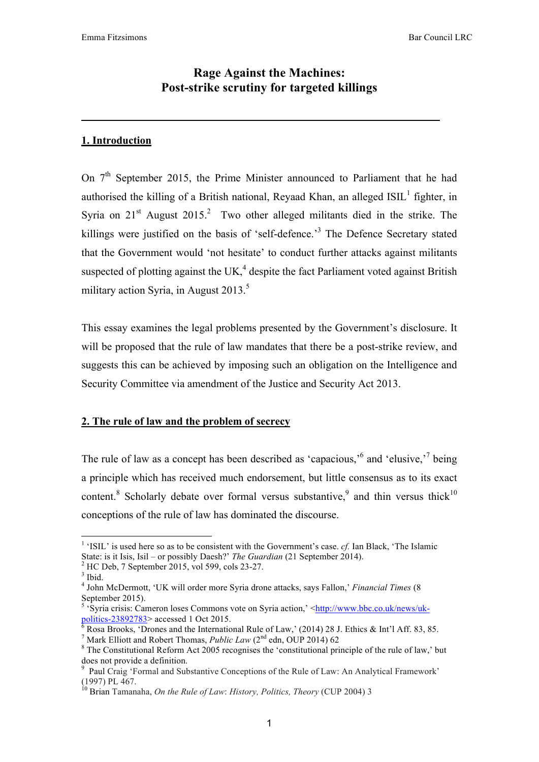# Rage Against the Machines: Post-strike scrutiny for targeted killings

## 1. Introduction

On 7th September 2015, the Prime Minister announced to Parliament that he had authorised the killing of a British national, Reyaad Khan, an alleged ISIL[1] fighter, in Syria on 21st August 2015.[2] Two other alleged militants died in the strike. The killings were justified on the basis of 'self-defence.'[3] The Defence Secretary stated that the Government would 'not hesitate' to conduct further attacks against militants suspected of plotting against the UK,[4] despite the fact Parliament voted against British military action Syria, in August 2013.[5]

This essay examines the legal problems presented by the Government's disclosure. It will be proposed that the rule of law mandates that there be a post-strike review, and suggests this can be achieved by imposing such an obligation on the Intelligence and Security Committee via amendment of the Justice and Security Act 2013.

## 2. The rule of law and the problem of secrecy

The rule of law as a concept has been described as 'capacious,'[6] and 'elusive,'[7] being a principle which has received much endorsement, but little consensus as to its exact content.[8] Scholarly debate over formal versus substantive,[9] and thin versus thick[10] conceptions of the rule of law has dominated the discourse.

---

[1] 'ISIL' is used here so as to be consistent with the Government's case. *cf.* Ian Black, 'The Islamic State: is it Isis, Isil – or possibly Daesh?' *The Guardian* (21 September 2014).

[2] HC Deb, 7 September 2015, vol 599, cols 23-27.

[3] Ibid.

[4] John McDermott, 'UK will order more Syria drone attacks, says Fallon,' *Financial Times* (8 September 2015).

[5] 'Syria crisis: Cameron loses Commons vote on Syria action,' <http://www.bbc.co.uk/news/uk-politics-23892783> accessed 1 Oct 2015.

[6] Rosa Brooks, 'Drones and the International Rule of Law,' (2014) 28 J. Ethics & Int'l Aff. 83, 85.

[7] Mark Elliott and Robert Thomas, *Public Law* (2nd edn, OUP 2014) 62

[8] The Constitutional Reform Act 2005 recognises the 'constitutional principle of the rule of law,' but does not provide a definition.

[9] Paul Craig 'Formal and Substantive Conceptions of the Rule of Law: An Analytical Framework' (1997) PL 467.

[10] Brian Tamanaha, *On the Rule of Law*: *History, Politics, Theory* (CUP 2004) 3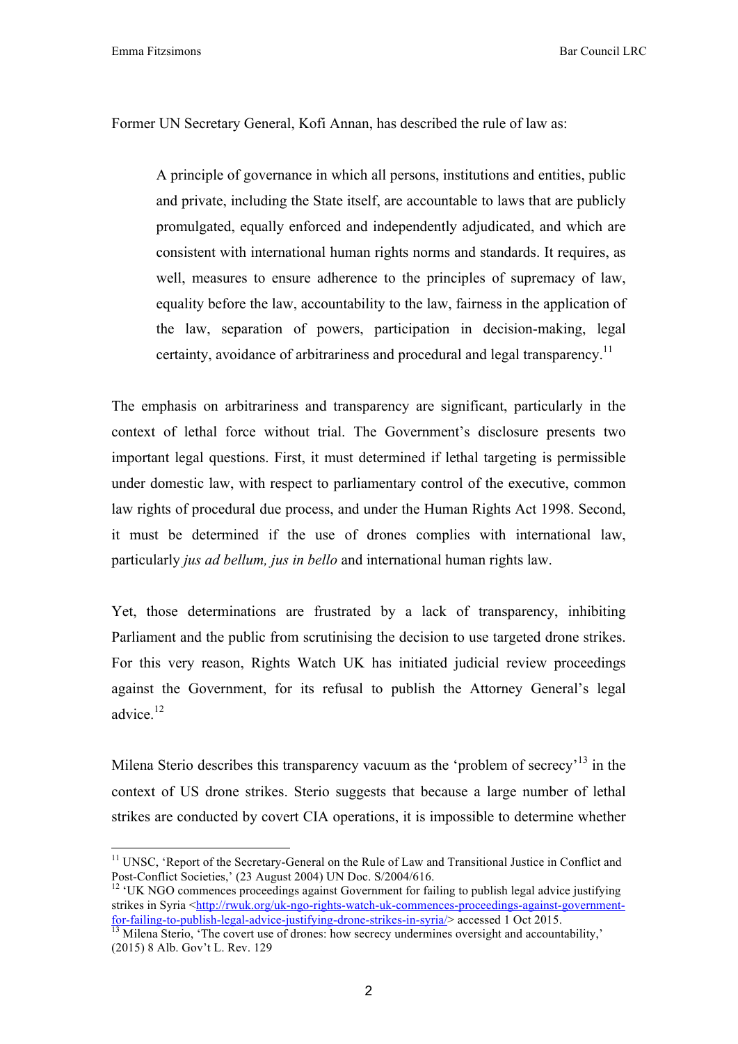Former UN Secretary General, Kofi Annan, has described the rule of law as:

> A principle of governance in which all persons, institutions and entities, public and private, including the State itself, are accountable to laws that are publicly promulgated, equally enforced and independently adjudicated, and which are consistent with international human rights norms and standards. It requires, as well, measures to ensure adherence to the principles of supremacy of law, equality before the law, accountability to the law, fairness in the application of the law, separation of powers, participation in decision-making, legal certainty, avoidance of arbitrariness and procedural and legal transparency.[11]

The emphasis on arbitrariness and transparency are significant, particularly in the context of lethal force without trial. The Government's disclosure presents two important legal questions. First, it must determined if lethal targeting is permissible under domestic law, with respect to parliamentary control of the executive, common law rights of procedural due process, and under the Human Rights Act 1998. Second, it must be determined if the use of drones complies with international law, particularly *jus ad bellum, jus in bello* and international human rights law.

Yet, those determinations are frustrated by a lack of transparency, inhibiting Parliament and the public from scrutinising the decision to use targeted drone strikes. For this very reason, Rights Watch UK has initiated judicial review proceedings against the Government, for its refusal to publish the Attorney General's legal advice.[12]

Milena Sterio describes this transparency vacuum as the 'problem of secrecy'[13] in the context of US drone strikes. Sterio suggests that because a large number of lethal strikes are conducted by covert CIA operations, it is impossible to determine whether

---

[11] UNSC, 'Report of the Secretary-General on the Rule of Law and Transitional Justice in Conflict and Post-Conflict Societies,' (23 August 2004) UN Doc. S/2004/616.

[12] 'UK NGO commences proceedings against Government for failing to publish legal advice justifying strikes in Syria <http://rwuk.org/uk-ngo-rights-watch-uk-commences-proceedings-against-government-for-failing-to-publish-legal-advice-justifying-drone-strikes-in-syria/> accessed 1 Oct 2015.

[13] Milena Sterio, 'The covert use of drones: how secrecy undermines oversight and accountability,' (2015) 8 Alb. Gov't L. Rev. 129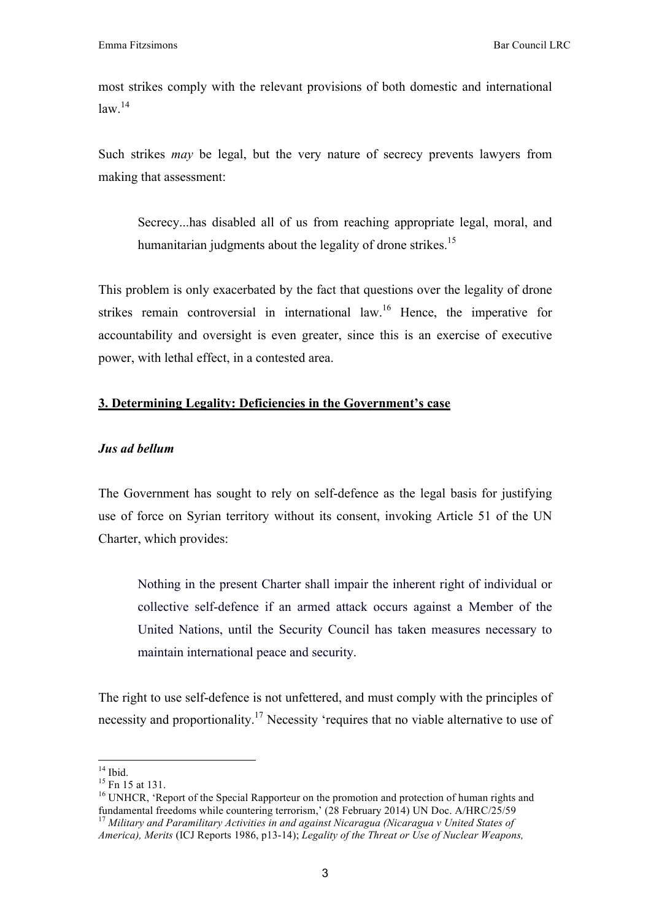most strikes comply with the relevant provisions of both domestic and international law.[14]

Such strikes *may* be legal, but the very nature of secrecy prevents lawyers from making that assessment:

> Secrecy...has disabled all of us from reaching appropriate legal, moral, and humanitarian judgments about the legality of drone strikes.[15]

This problem is only exacerbated by the fact that questions over the legality of drone strikes remain controversial in international law.[16] Hence, the imperative for accountability and oversight is even greater, since this is an exercise of executive power, with lethal effect, in a contested area.

## 3. Determining Legality: Deficiencies in the Government's case

### *Jus ad bellum*

The Government has sought to rely on self-defence as the legal basis for justifying use of force on Syrian territory without its consent, invoking Article 51 of the UN Charter, which provides:

> Nothing in the present Charter shall impair the inherent right of individual or collective self-defence if an armed attack occurs against a Member of the United Nations, until the Security Council has taken measures necessary to maintain international peace and security.

The right to use self-defence is not unfettered, and must comply with the principles of necessity and proportionality.[17] Necessity 'requires that no viable alternative to use of

---

[14] Ibid.

[15] Fn 15 at 131.

[16] UNHCR, 'Report of the Special Rapporteur on the promotion and protection of human rights and fundamental freedoms while countering terrorism,' (28 February 2014) UN Doc. A/HRC/25/59

[17] *Military and Paramilitary Activities in and against Nicaragua (Nicaragua v United States of America), Merits* (ICJ Reports 1986, p13-14); *Legality of the Threat or Use of Nuclear Weapons,*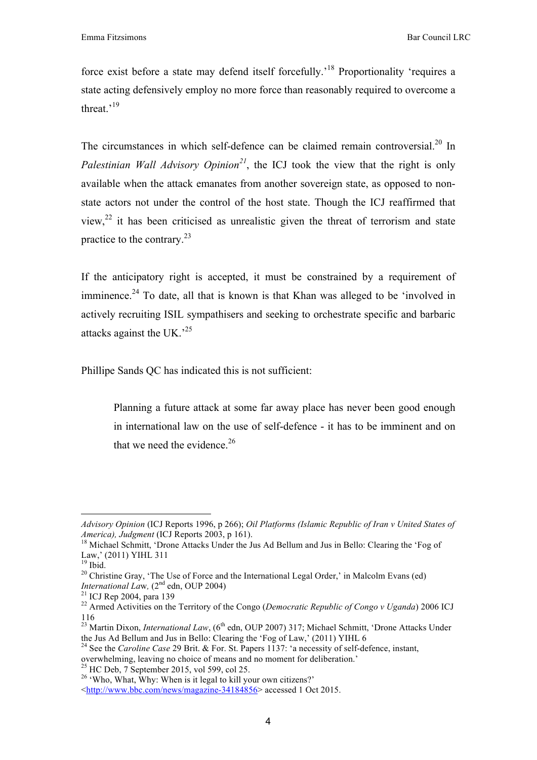force exist before a state may defend itself forcefully.'[18] Proportionality 'requires a state acting defensively employ no more force than reasonably required to overcome a threat.'[19]

The circumstances in which self-defence can be claimed remain controversial.[20] In *Palestinian Wall Advisory Opinion*[21], the ICJ took the view that the right is only available when the attack emanates from another sovereign state, as opposed to non-state actors not under the control of the host state. Though the ICJ reaffirmed that view,[22] it has been criticised as unrealistic given the threat of terrorism and state practice to the contrary.[23]

If the anticipatory right is accepted, it must be constrained by a requirement of imminence.[24] To date, all that is known is that Khan was alleged to be 'involved in actively recruiting ISIL sympathisers and seeking to orchestrate specific and barbaric attacks against the UK.'[25]

Phillipe Sands QC has indicated this is not sufficient:

> Planning a future attack at some far away place has never been good enough in international law on the use of self-defence - it has to be imminent and on that we need the evidence.[26]

---

*Advisory Opinion* (ICJ Reports 1996, p 266); *Oil Platforms (Islamic Republic of Iran v United States of America), Judgment* (ICJ Reports 2003, p 161).

[18] Michael Schmitt, 'Drone Attacks Under the Jus Ad Bellum and Jus in Bello: Clearing the 'Fog of Law,' (2011) YIHL 311

[19] Ibid.

[20] Christine Gray, 'The Use of Force and the International Legal Order,' in Malcolm Evans (ed) *International Law,* (2nd edn, OUP 2004)

[21] ICJ Rep 2004, para 139

[22] Armed Activities on the Territory of the Congo (*Democratic Republic of Congo v Uganda*) 2006 ICJ 116

[23] Martin Dixon, *International Law*, (6th edn, OUP 2007) 317; Michael Schmitt, 'Drone Attacks Under the Jus Ad Bellum and Jus in Bello: Clearing the 'Fog of Law,' (2011) YIHL 6

[24] See the *Caroline Case* 29 Brit. & For. St. Papers 1137: 'a necessity of self-defence, instant, overwhelming, leaving no choice of means and no moment for deliberation.'

[25] HC Deb, 7 September 2015, vol 599, col 25.

[26] 'Who, What, Why: When is it legal to kill your own citizens?' <http://www.bbc.com/news/magazine-34184856> accessed 1 Oct 2015.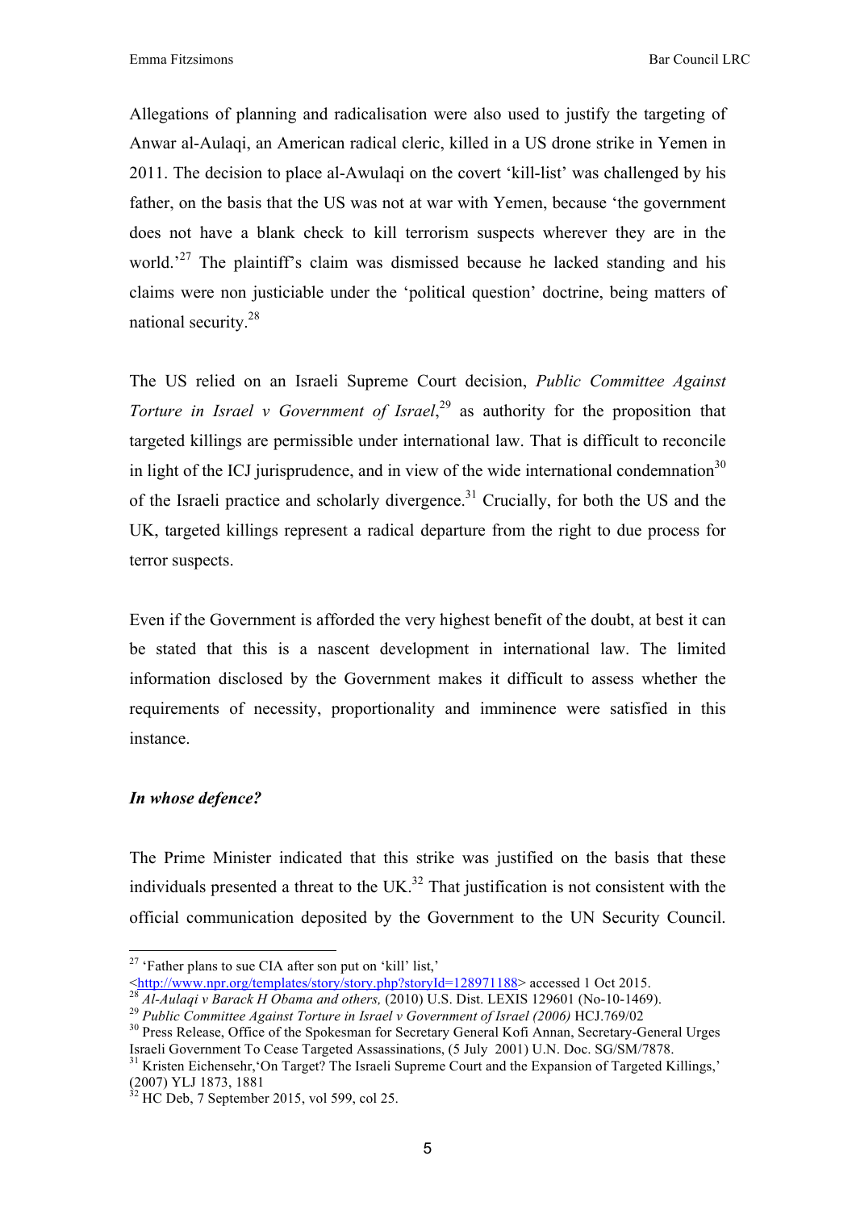Allegations of planning and radicalisation were also used to justify the targeting of Anwar al-Aulaqi, an American radical cleric, killed in a US drone strike in Yemen in 2011. The decision to place al-Awulaqi on the covert 'kill-list' was challenged by his father, on the basis that the US was not at war with Yemen, because 'the government does not have a blank check to kill terrorism suspects wherever they are in the world.'[27] The plaintiff's claim was dismissed because he lacked standing and his claims were non justiciable under the 'political question' doctrine, being matters of national security.[28]

The US relied on an Israeli Supreme Court decision, *Public Committee Against Torture in Israel v Government of Israel*,[29] as authority for the proposition that targeted killings are permissible under international law. That is difficult to reconcile in light of the ICJ jurisprudence, and in view of the wide international condemnation[30] of the Israeli practice and scholarly divergence.[31] Crucially, for both the US and the UK, targeted killings represent a radical departure from the right to due process for terror suspects.

Even if the Government is afforded the very highest benefit of the doubt, at best it can be stated that this is a nascent development in international law. The limited information disclosed by the Government makes it difficult to assess whether the requirements of necessity, proportionality and imminence were satisfied in this instance.

***In whose defence?***

The Prime Minister indicated that this strike was justified on the basis that these individuals presented a threat to the UK.[32] That justification is not consistent with the official communication deposited by the Government to the UN Security Council.

---

[27] 'Father plans to sue CIA after son put on 'kill' list,' <http://www.npr.org/templates/story/story.php?storyId=128971188> accessed 1 Oct 2015.

[28] *Al-Aulaqi v Barack H Obama and others,* (2010) U.S. Dist. LEXIS 129601 (No-10-1469).

[29] *Public Committee Against Torture in Israel v Government of Israel (2006)* HCJ.769/02

[30] Press Release, Office of the Spokesman for Secretary General Kofi Annan, Secretary-General Urges Israeli Government To Cease Targeted Assassinations, (5 July 2001) U.N. Doc. SG/SM/7878.

[31] Kristen Eichensehr,'On Target? The Israeli Supreme Court and the Expansion of Targeted Killings,' (2007) YLJ 1873, 1881

[32] HC Deb, 7 September 2015, vol 599, col 25.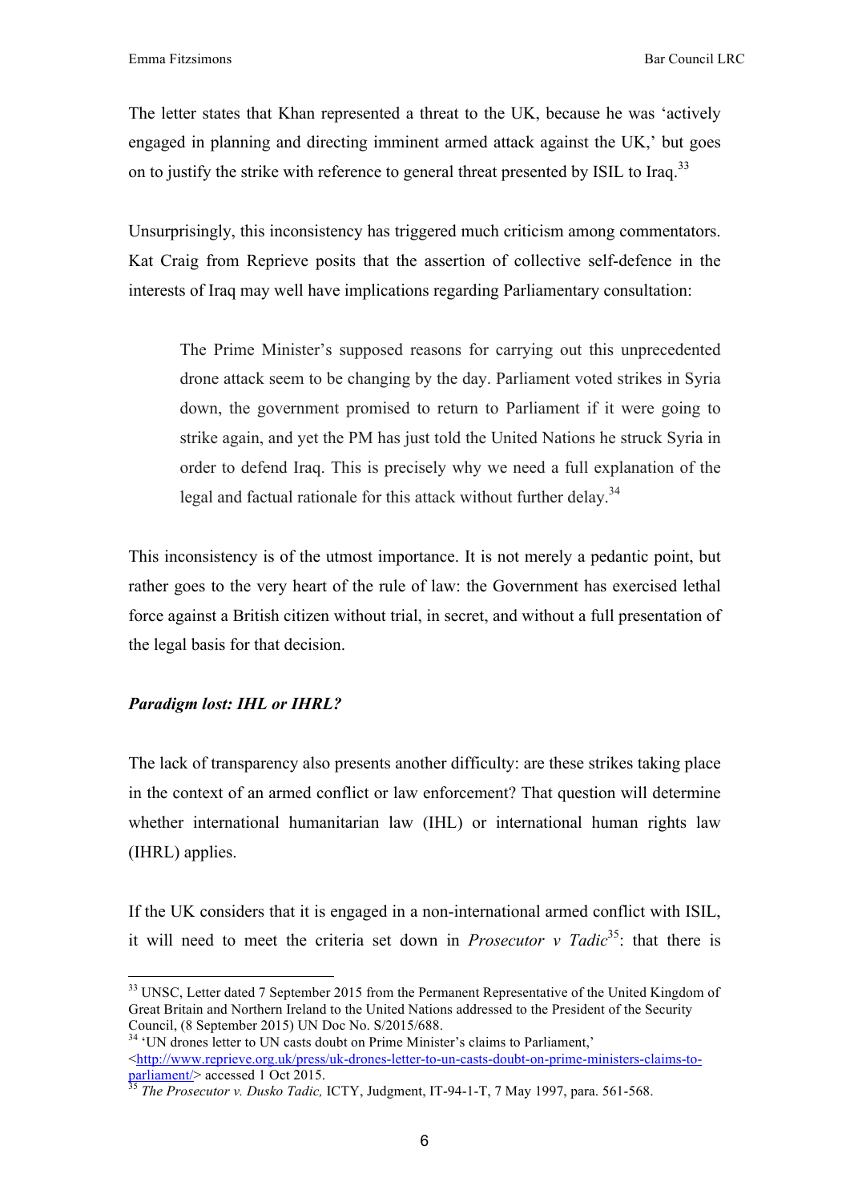The letter states that Khan represented a threat to the UK, because he was 'actively engaged in planning and directing imminent armed attack against the UK,' but goes on to justify the strike with reference to general threat presented by ISIL to Iraq.[33]

Unsurprisingly, this inconsistency has triggered much criticism among commentators. Kat Craig from Reprieve posits that the assertion of collective self-defence in the interests of Iraq may well have implications regarding Parliamentary consultation:

> The Prime Minister's supposed reasons for carrying out this unprecedented drone attack seem to be changing by the day. Parliament voted strikes in Syria down, the government promised to return to Parliament if it were going to strike again, and yet the PM has just told the United Nations he struck Syria in order to defend Iraq. This is precisely why we need a full explanation of the legal and factual rationale for this attack without further delay.[34]

This inconsistency is of the utmost importance. It is not merely a pedantic point, but rather goes to the very heart of the rule of law: the Government has exercised lethal force against a British citizen without trial, in secret, and without a full presentation of the legal basis for that decision.

***Paradigm lost: IHL or IHRL?***

The lack of transparency also presents another difficulty: are these strikes taking place in the context of an armed conflict or law enforcement? That question will determine whether international humanitarian law (IHL) or international human rights law (IHRL) applies.

If the UK considers that it is engaged in a non-international armed conflict with ISIL, it will need to meet the criteria set down in *Prosecutor v Tadic*[35]: that there is

---

[33] UNSC, Letter dated 7 September 2015 from the Permanent Representative of the United Kingdom of Great Britain and Northern Ireland to the United Nations addressed to the President of the Security Council, (8 September 2015) UN Doc No. S/2015/688.

[34] 'UN drones letter to UN casts doubt on Prime Minister's claims to Parliament,' <http://www.reprieve.org.uk/press/uk-drones-letter-to-un-casts-doubt-on-prime-ministers-claims-to-parliament/> accessed 1 Oct 2015.

[35] *The Prosecutor v. Dusko Tadic,* ICTY, Judgment, IT-94-1-T, 7 May 1997, para. 561-568.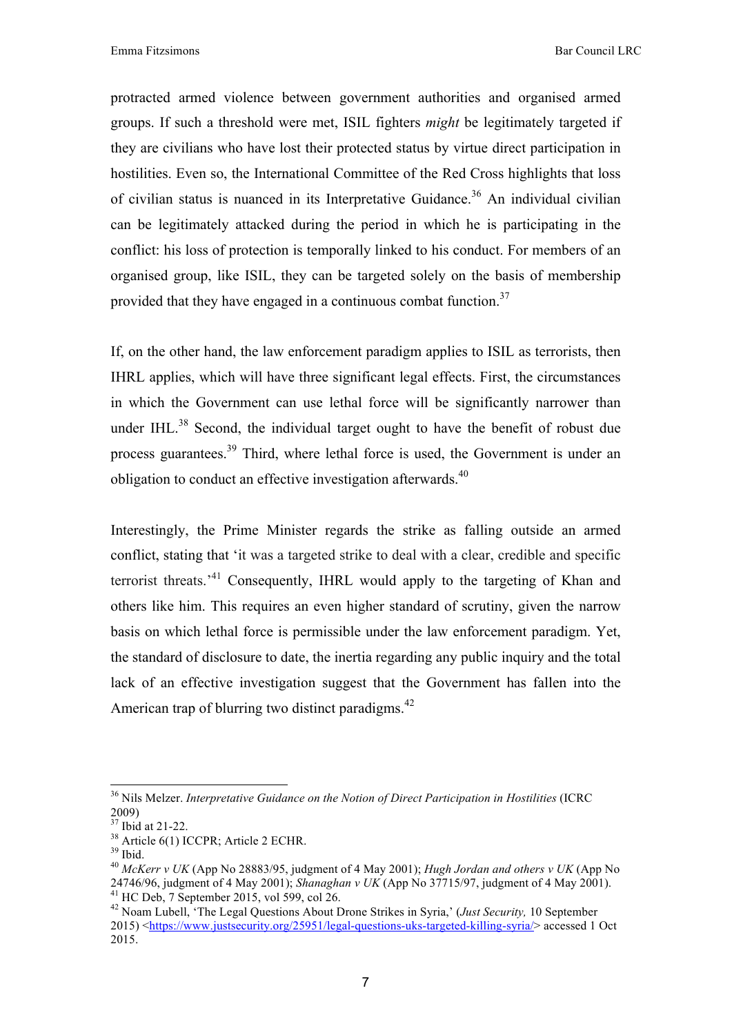protracted armed violence between government authorities and organised armed groups. If such a threshold were met, ISIL fighters *might* be legitimately targeted if they are civilians who have lost their protected status by virtue direct participation in hostilities. Even so, the International Committee of the Red Cross highlights that loss of civilian status is nuanced in its Interpretative Guidance.[36] An individual civilian can be legitimately attacked during the period in which he is participating in the conflict: his loss of protection is temporally linked to his conduct. For members of an organised group, like ISIL, they can be targeted solely on the basis of membership provided that they have engaged in a continuous combat function.[37]

If, on the other hand, the law enforcement paradigm applies to ISIL as terrorists, then IHRL applies, which will have three significant legal effects. First, the circumstances in which the Government can use lethal force will be significantly narrower than under IHL.[38] Second, the individual target ought to have the benefit of robust due process guarantees.[39] Third, where lethal force is used, the Government is under an obligation to conduct an effective investigation afterwards.[40]

Interestingly, the Prime Minister regards the strike as falling outside an armed conflict, stating that 'it was a targeted strike to deal with a clear, credible and specific terrorist threats.'[41] Consequently, IHRL would apply to the targeting of Khan and others like him. This requires an even higher standard of scrutiny, given the narrow basis on which lethal force is permissible under the law enforcement paradigm. Yet, the standard of disclosure to date, the inertia regarding any public inquiry and the total lack of an effective investigation suggest that the Government has fallen into the American trap of blurring two distinct paradigms.[42]

---

[36] Nils Melzer. *Interpretative Guidance on the Notion of Direct Participation in Hostilities* (ICRC 2009)

[37] Ibid at 21-22.

[38] Article 6(1) ICCPR; Article 2 ECHR.

[39] Ibid.

[40] *McKerr v UK* (App No 28883/95, judgment of 4 May 2001); *Hugh Jordan and others v UK* (App No 24746/96, judgment of 4 May 2001); *Shanaghan v UK* (App No 37715/97, judgment of 4 May 2001).

[41] HC Deb, 7 September 2015, vol 599, col 26.

[42] Noam Lubell, 'The Legal Questions About Drone Strikes in Syria,' (*Just Security,* 10 September 2015) <https://www.justsecurity.org/25951/legal-questions-uks-targeted-killing-syria/> accessed 1 Oct 2015.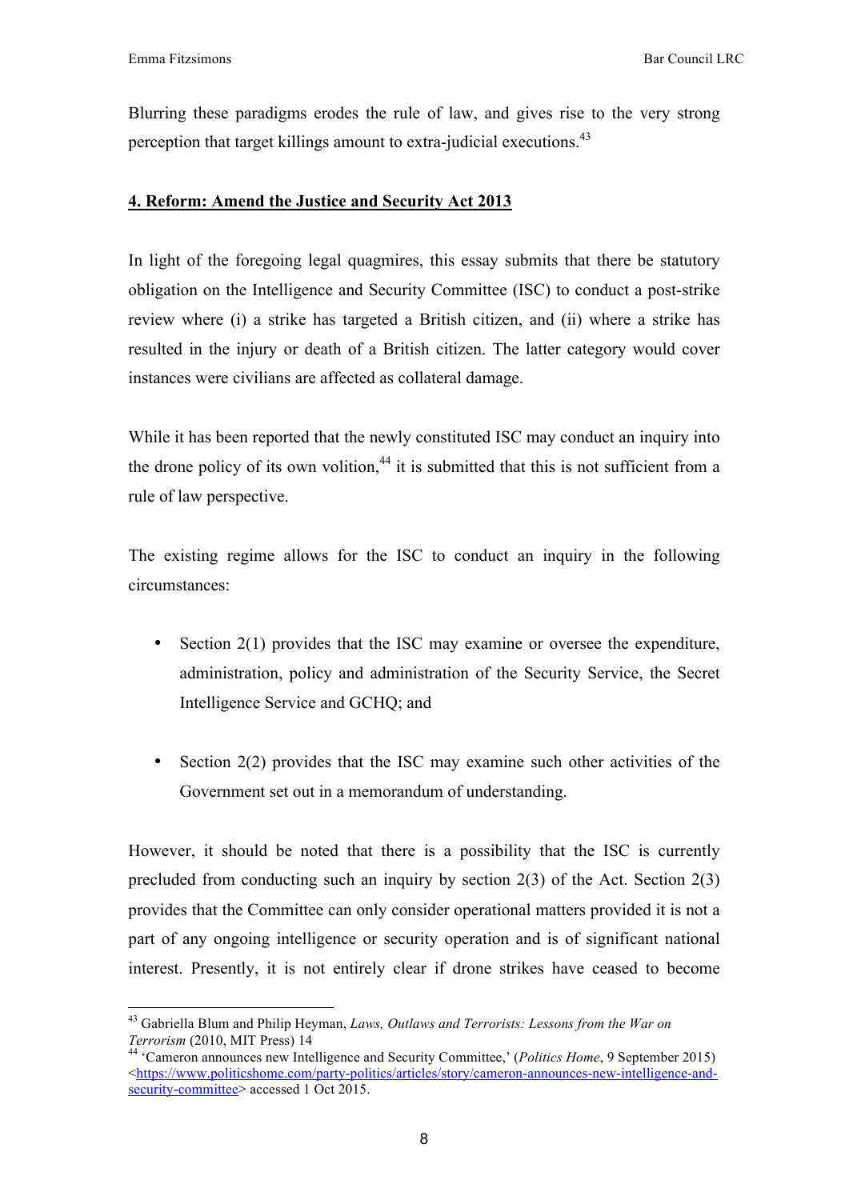Blurring these paradigms erodes the rule of law, and gives rise to the very strong perception that target killings amount to extra-judicial executions.[43]

**4. Reform: Amend the Justice and Security Act 2013**

In light of the foregoing legal quagmires, this essay submits that there be statutory obligation on the Intelligence and Security Committee (ISC) to conduct a post-strike review where (i) a strike has targeted a British citizen, and (ii) where a strike has resulted in the injury or death of a British citizen. The latter category would cover instances were civilians are affected as collateral damage.

While it has been reported that the newly constituted ISC may conduct an inquiry into the drone policy of its own volition,[44] it is submitted that this is not sufficient from a rule of law perspective.

The existing regime allows for the ISC to conduct an inquiry in the following circumstances:

- Section 2(1) provides that the ISC may examine or oversee the expenditure, administration, policy and administration of the Security Service, the Secret Intelligence Service and GCHQ; and
- Section 2(2) provides that the ISC may examine such other activities of the Government set out in a memorandum of understanding.

However, it should be noted that there is a possibility that the ISC is currently precluded from conducting such an inquiry by section 2(3) of the Act. Section 2(3) provides that the Committee can only consider operational matters provided it is not a part of any ongoing intelligence or security operation and is of significant national interest. Presently, it is not entirely clear if drone strikes have ceased to become

---

[43] Gabriella Blum and Philip Heyman, *Laws, Outlaws and Terrorists: Lessons from the War on Terrorism* (2010, MIT Press) 14

[44] 'Cameron announces new Intelligence and Security Committee,' (*Politics Home*, 9 September 2015) <https://www.politicshome.com/party-politics/articles/story/cameron-announces-new-intelligence-and-security-committee> accessed 1 Oct 2015.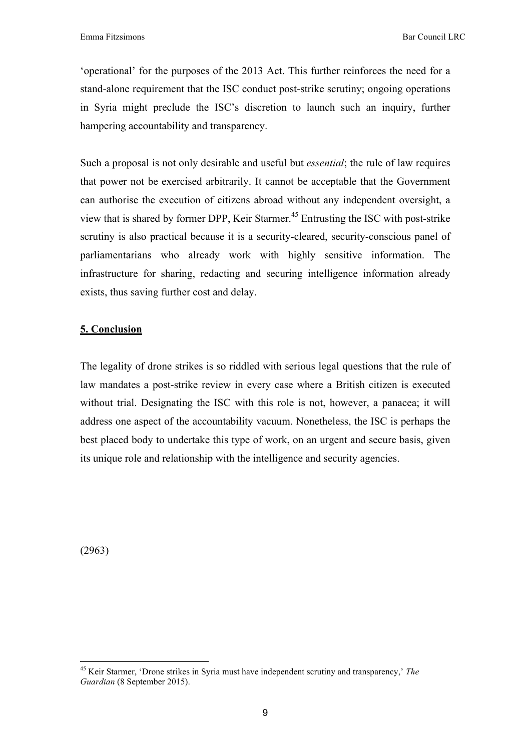'operational' for the purposes of the 2013 Act. This further reinforces the need for a stand-alone requirement that the ISC conduct post-strike scrutiny; ongoing operations in Syria might preclude the ISC's discretion to launch such an inquiry, further hampering accountability and transparency.

Such a proposal is not only desirable and useful but *essential*; the rule of law requires that power not be exercised arbitrarily. It cannot be acceptable that the Government can authorise the execution of citizens abroad without any independent oversight, a view that is shared by former DPP, Keir Starmer.[45] Entrusting the ISC with post-strike scrutiny is also practical because it is a security-cleared, security-conscious panel of parliamentarians who already work with highly sensitive information. The infrastructure for sharing, redacting and securing intelligence information already exists, thus saving further cost and delay.

## 5. Conclusion

The legality of drone strikes is so riddled with serious legal questions that the rule of law mandates a post-strike review in every case where a British citizen is executed without trial. Designating the ISC with this role is not, however, a panacea; it will address one aspect of the accountability vacuum. Nonetheless, the ISC is perhaps the best placed body to undertake this type of work, on an urgent and secure basis, given its unique role and relationship with the intelligence and security agencies.

(2963)

---

[45] Keir Starmer, 'Drone strikes in Syria must have independent scrutiny and transparency,' *The Guardian* (8 September 2015).